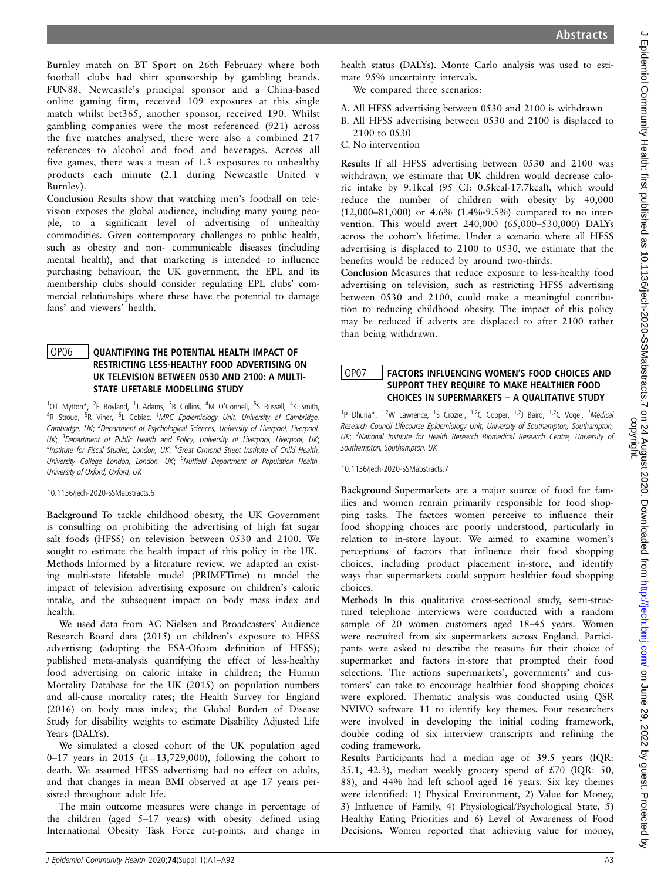Burnley match on BT Sport on 26th February where both football clubs had shirt sponsorship by gambling brands. FUN88, Newcastle's principal sponsor and a China-based online gaming firm, received 109 exposures at this single match whilst bet365, another sponsor, received 190. Whilst gambling companies were the most referenced (921) across the five matches analysed, there were also a combined 217 references to alcohol and food and beverages. Across all five games, there was a mean of 1.3 exposures to unhealthy products each minute (2.1 during Newcastle United v Burnley).

**Conclusion** Results show that watching men's football on television exposes the global audience, including many young people, to a significant level of advertising of unhealthy commodities. Given contemporary challenges to public health, such as obesity and non- communicable diseases (including mental health), and that marketing is intended to influence purchasing behaviour, the UK government, the EPL and its membership clubs should consider regulating EPL clubs' commercial relationships where these have the potential to damage fans' and viewers' health.

## OP06 QUANTIFYING THE POTENTIAL HEALTH IMPACT OF RESTRICTING LESS-HEALTHY FOOD ADVERTISING ON UK TELEVISION BETWEEN 0530 AND 2100: A MULTI-STATE LIFETABLE MODELLING STUDY

[1]OT Mytton*, [2]E Boyland, [1]J Adams, [3]B Collins, [4]M O'Connell, [5]S Russell, [4]K Smith, [4]R Stroud, [5]R Viner, [6]L Cobiac. [1]*MRC Epdiemiology Unit, University of Cambridge, Cambridge, UK;* [2]*Department of Psychological Sciences, University of Liverpool, Liverpool, UK;* [3]*Department of Public Health and Policy, University of Liverpool, Liverpool, UK;* [4]*Institute for Fiscal Studies, London, UK;* [5]*Great Ormond Street Institute of Child Health, University College London, London, UK;* [6]*Nuffield Department of Population Health, University of Oxford, Oxford, UK*

10.1136/jech-2020-SSMabstracts.6

**Background** To tackle childhood obesity, the UK Government is consulting on prohibiting the advertising of high fat sugar salt foods (HFSS) on television between 0530 and 2100. We sought to estimate the health impact of this policy in the UK.

**Methods** Informed by a literature review, we adapted an existing multi-state lifetable model (PRIMETime) to model the impact of television advertising exposure on children's caloric intake, and the subsequent impact on body mass index and health.

We used data from AC Nielsen and Broadcasters' Audience Research Board data (2015) on children's exposure to HFSS advertising (adopting the FSA-Ofcom definition of HFSS); published meta-analysis quantifying the effect of less-healthy food advertising on caloric intake in children; the Human Mortality Database for the UK (2015) on population numbers and all-cause mortality rates; the Health Survey for England (2016) on body mass index; the Global Burden of Disease Study for disability weights to estimate Disability Adjusted Life Years (DALYs).

We simulated a closed cohort of the UK population aged 0–17 years in 2015 (n=13,729,000), following the cohort to death. We assumed HFSS advertising had no effect on adults, and that changes in mean BMI observed at age 17 years persisted throughout adult life.

The main outcome measures were change in percentage of the children (aged 5–17 years) with obesity defined using International Obesity Task Force cut-points, and change in health status (DALYs). Monte Carlo analysis was used to estimate 95% uncertainty intervals.

We compared three scenarios:

A. All HFSS advertising between 0530 and 2100 is withdrawn
B. All HFSS advertising between 0530 and 2100 is displaced to 2100 to 0530
C. No intervention

**Results** If all HFSS advertising between 0530 and 2100 was withdrawn, we estimate that UK children would decrease caloric intake by 9.1kcal (95 CI: 0.5kcal-17.7kcal), which would reduce the number of children with obesity by 40,000 (12,000–81,000) or 4.6% (1.4%-9.5%) compared to no intervention. This would avert 240,000 (65,000–530,000) DALYs across the cohort's lifetime. Under a scenario where all HFSS advertising is displaced to 2100 to 0530, we estimate that the benefits would be reduced by around two-thirds.

**Conclusion** Measures that reduce exposure to less-healthy food advertising on television, such as restricting HFSS advertising between 0530 and 2100, could make a meaningful contribution to reducing childhood obesity. The impact of this policy may be reduced if adverts are displaced to after 2100 rather than being withdrawn.

## OP07 FACTORS INFLUENCING WOMEN'S FOOD CHOICES AND SUPPORT THEY REQUIRE TO MAKE HEALTHIER FOOD CHOICES IN SUPERMARKETS – A QUALITATIVE STUDY

[1]P Dhuria*, [1,2]W Lawrence, [1]S Crozier, [1,2]C Cooper, [1,2]J Baird, [1,2]C Vogel. [1]*Medical Research Council Lifecourse Epidemiology Unit, University of Southampton, Southampton, UK;* [2]*National Institute for Health Research Biomedical Research Centre, University of Southampton, Southampton, UK*

10.1136/jech-2020-SSMabstracts.7

**Background** Supermarkets are a major source of food for families and women remain primarily responsible for food shopping tasks. The factors women perceive to influence their food shopping choices are poorly understood, particularly in relation to in-store layout. We aimed to examine women's perceptions of factors that influence their food shopping choices, including product placement in-store, and identify ways that supermarkets could support healthier food shopping choices.

**Methods** In this qualitative cross-sectional study, semi-structured telephone interviews were conducted with a random sample of 20 women customers aged 18–45 years. Women were recruited from six supermarkets across England. Participants were asked to describe the reasons for their choice of supermarket and factors in-store that prompted their food selections. The actions supermarkets', governments' and customers' can take to encourage healthier food shopping choices were explored. Thematic analysis was conducted using QSR NVIVO software 11 to identify key themes. Four researchers were involved in developing the initial coding framework, double coding of six interview transcripts and refining the coding framework.

**Results** Participants had a median age of 39.5 years (IQR: 35.1, 42.3), median weekly grocery spend of £70 (IQR: 50, 88), and 44% had left school aged 16 years. Six key themes were identified: 1) Physical Environment, 2) Value for Money, 3) Influence of Family, 4) Physiological/Psychological State, 5) Healthy Eating Priorities and 6) Level of Awareness of Food Decisions. Women reported that achieving value for money,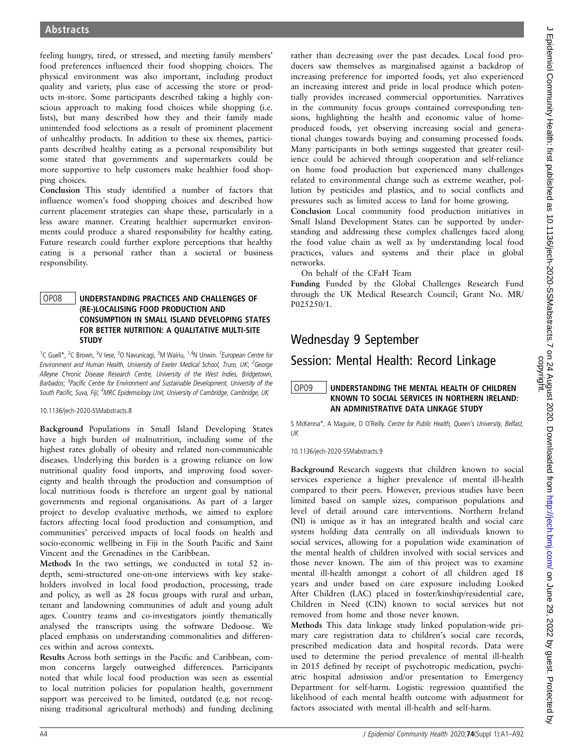feeling hungry, tired, or stressed, and meeting family members' food preferences influenced their food shopping choices. The physical environment was also important, including product quality and variety, plus ease of accessing the store or products in-store. Some participants described taking a highly conscious approach to making food choices while shopping (i.e. lists), but many described how they and their family made unintended food selections as a result of prominent placement of unhealthy products. In addition to these six themes, participants described healthy eating as a personal responsibility but some stated that governments and supermarkets could be more supportive to help customers make healthier food shopping choices.

**Conclusion** This study identified a number of factors that influence women's food shopping choices and described how current placement strategies can shape these, particularly in a less aware manner. Creating healthier supermarket environments could produce a shared responsibility for healthy eating. Future research could further explore perceptions that healthy eating is a personal rather than a societal or business responsibility.

### OP08 UNDERSTANDING PRACTICES AND CHALLENGES OF (RE-)LOCALISING FOOD PRODUCTION AND CONSUMPTION IN SMALL ISLAND DEVELOPING STATES FOR BETTER NUTRITION: A QUALITATIVE MULTI-SITE STUDY

[1]C Guell*, [2]C Brown, [3]V Iese, [3]O Navunicagi, [3]M Wairiu, [1,4]N Unwin. [1]*European Centre for Environment and Human Health, University of Exeter Medical School, Truro, UK;* [2]*George Alleyne Chronic Disease Research Centre, University of the West Indies, Bridgetown, Barbados;* [3]*Pacific Centre for Environment and Sustainable Development, University of the South Pacific, Suva, Fiji;* [4]*MRC Epidemiology Unit, University of Cambridge, Cambridge, UK*

10.1136/jech-2020-SSMabstracts.8

**Background** Populations in Small Island Developing States have a high burden of malnutrition, including some of the highest rates globally of obesity and related non-communicable diseases. Underlying this burden is a growing reliance on low nutritional quality food imports, and improving food sovereignty and health through the production and consumption of local nutritious foods is therefore an urgent goal by national governments and regional organisations. As part of a larger project to develop evaluative methods, we aimed to explore factors affecting local food production and consumption, and communities' perceived impacts of local foods on health and socio-economic wellbeing in Fiji in the South Pacific and Saint Vincent and the Grenadines in the Caribbean.

**Methods** In the two settings, we conducted in total 52 in-depth, semi-structured one-on-one interviews with key stakeholders involved in local food production, processing, trade and policy, as well as 28 focus groups with rural and urban, tenant and landowning communities of adult and young adult ages. Country teams and co-investigators jointly thematically analysed the transcripts using the software Dedoose. We placed emphasis on understanding commonalities and differences within and across contexts.

**Results** Across both settings in the Pacific and Caribbean, common concerns largely outweighed differences. Participants noted that while local food production was seen as essential to local nutrition policies for population health, government support was perceived to be limited, outdated (e.g. not recognising traditional agricultural methods) and funding declining rather than decreasing over the past decades. Local food producers saw themselves as marginalised against a backdrop of increasing preference for imported foods, yet also experienced an increasing interest and pride in local produce which potentially provides increased commercial opportunities. Narratives in the community focus groups contained corresponding tensions, highlighting the health and economic value of home-produced foods, yet observing increasing social and generational changes towards buying and consuming processed foods. Many participants in both settings suggested that greater resilience could be achieved through cooperation and self-reliance on home food production but experienced many challenges related to environmental change such as extreme weather, pollution by pesticides and plastics, and to social conflicts and pressures such as limited access to land for home growing.

**Conclusion** Local community food production initiatives in Small Island Development States can be supported by understanding and addressing these complex challenges faced along the food value chain as well as by understanding local food practices, values and systems and their place in global networks.

On behalf of the CFaH Team

**Funding** Funded by the Global Challenges Research Fund through the UK Medical Research Council; Grant No. MR/P025250/1.

# Wednesday 9 September

## Session: Mental Health: Record Linkage

### OP09 UNDERSTANDING THE MENTAL HEALTH OF CHILDREN KNOWN TO SOCIAL SERVICES IN NORTHERN IRELAND: AN ADMINISTRATIVE DATA LINKAGE STUDY

S McKenna*, A Maguire, D O'Reilly. *Centre for Public Health, Queen's University, Belfast, UK*

10.1136/jech-2020-SSMabstracts.9

**Background** Research suggests that children known to social services experience a higher prevalence of mental ill-health compared to their peers. However, previous studies have been limited based on sample sizes, comparison populations and level of detail around care interventions. Northern Ireland (NI) is unique as it has an integrated health and social care system holding data centrally on all individuals known to social services, allowing for a population wide examination of the mental health of children involved with social services and those never known. The aim of this project was to examine mental ill-health amongst a cohort of all children aged 18 years and under based on care exposure including Looked After Children (LAC) placed in foster/kinship/residential care, Children in Need (CIN) known to social services but not removed from home and those never known.

**Methods** This data linkage study linked population-wide primary care registration data to children's social care records, prescribed medication data and hospital records. Data were used to determine the period prevalence of mental ill-health in 2015 defined by receipt of psychotropic medication, psychiatric hospital admission and/or presentation to Emergency Department for self-harm. Logistic regression quantified the likelihood of each mental health outcome with adjustment for factors associated with mental ill-health and self-harm.